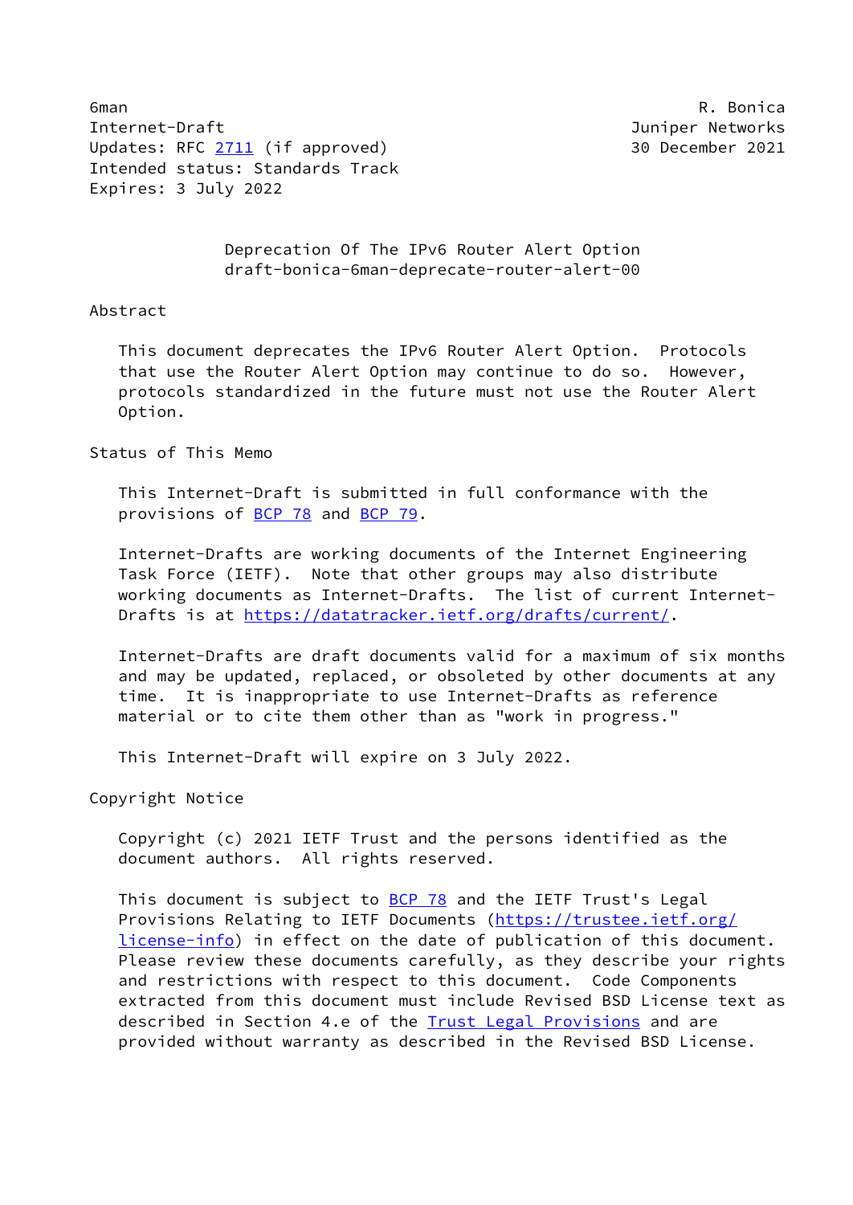6man R. Bonica
Internet-Draft Juniper Networks
Updates: RFC 2711 (if approved) 30 December 2021
Intended status: Standards Track
Expires: 3 July 2022

# Deprecation Of The IPv6 Router Alert Option
draft-bonica-6man-deprecate-router-alert-00

## Abstract

This document deprecates the IPv6 Router Alert Option. Protocols that use the Router Alert Option may continue to do so. However, protocols standardized in the future must not use the Router Alert Option.

## Status of This Memo

This Internet-Draft is submitted in full conformance with the provisions of BCP 78 and BCP 79.

Internet-Drafts are working documents of the Internet Engineering Task Force (IETF). Note that other groups may also distribute working documents as Internet-Drafts. The list of current Internet-Drafts is at https://datatracker.ietf.org/drafts/current/.

Internet-Drafts are draft documents valid for a maximum of six months and may be updated, replaced, or obsoleted by other documents at any time. It is inappropriate to use Internet-Drafts as reference material or to cite them other than as "work in progress."

This Internet-Draft will expire on 3 July 2022.

## Copyright Notice

Copyright (c) 2021 IETF Trust and the persons identified as the document authors. All rights reserved.

This document is subject to BCP 78 and the IETF Trust's Legal Provisions Relating to IETF Documents (https://trustee.ietf.org/license-info) in effect on the date of publication of this document. Please review these documents carefully, as they describe your rights and restrictions with respect to this document. Code Components extracted from this document must include Revised BSD License text as described in Section 4.e of the Trust Legal Provisions and are provided without warranty as described in the Revised BSD License.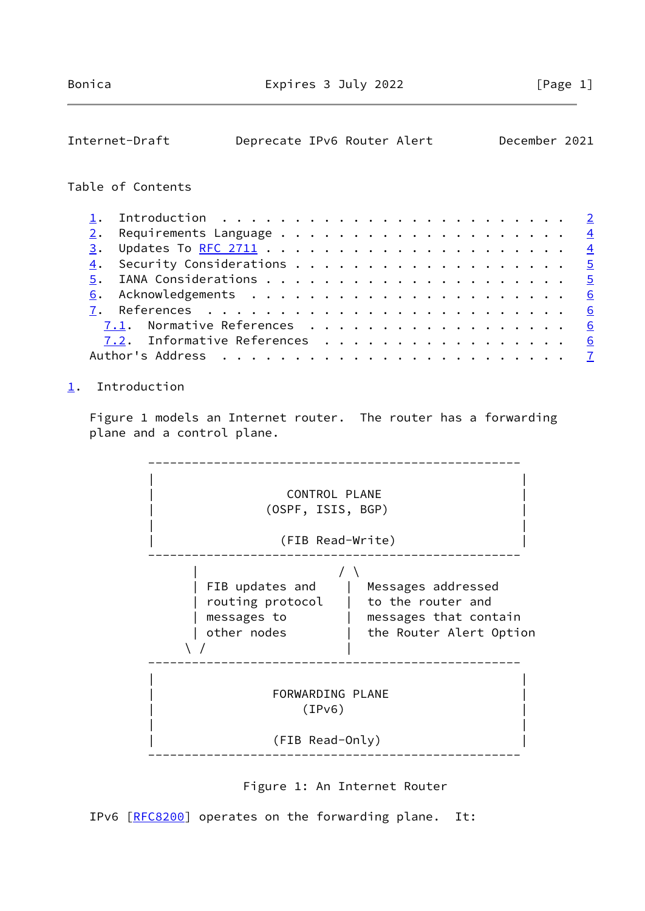Table of Contents

1. Introduction . . . . . . . . . . . . . . . . . . . . . . . . 2
2. Requirements Language . . . . . . . . . . . . . . . . . . . 4
3. Updates To RFC 2711 . . . . . . . . . . . . . . . . . . . . 4
4. Security Considerations . . . . . . . . . . . . . . . . . . 5
5. IANA Considerations . . . . . . . . . . . . . . . . . . . . 5
6. Acknowledgements . . . . . . . . . . . . . . . . . . . . . 6
7. References . . . . . . . . . . . . . . . . . . . . . . . . 6
   7.1. Normative References . . . . . . . . . . . . . . . . . 6
   7.2. Informative References . . . . . . . . . . . . . . . . 6
Author's Address . . . . . . . . . . . . . . . . . . . . . . . 7

## 1. Introduction

Figure 1 models an Internet router. The router has a forwarding plane and a control plane.

```
   --------------------------------------------------
  |                                                  |
  |                   CONTROL PLANE                  |
  |                 (OSPF, ISIS, BGP)                |
  |                                                  |
  |                  (FIB Read-Write)                |
   --------------------------------------------------
         |                   / \
         | FIB updates and    |  Messages addressed
         | routing protocol   |  to the router and
         | messages to        |  messages that contain
         | other nodes        |  the Router Alert Option
        \ /                   |
   --------------------------------------------------
  |                                                  |
  |                 FORWARDING PLANE                 |
  |                      (IPv6)                      |
  |                                                  |
  |                  (FIB Read-Only)                 |
   --------------------------------------------------
```

Figure 1: An Internet Router

IPv6 [RFC8200] operates on the forwarding plane. It: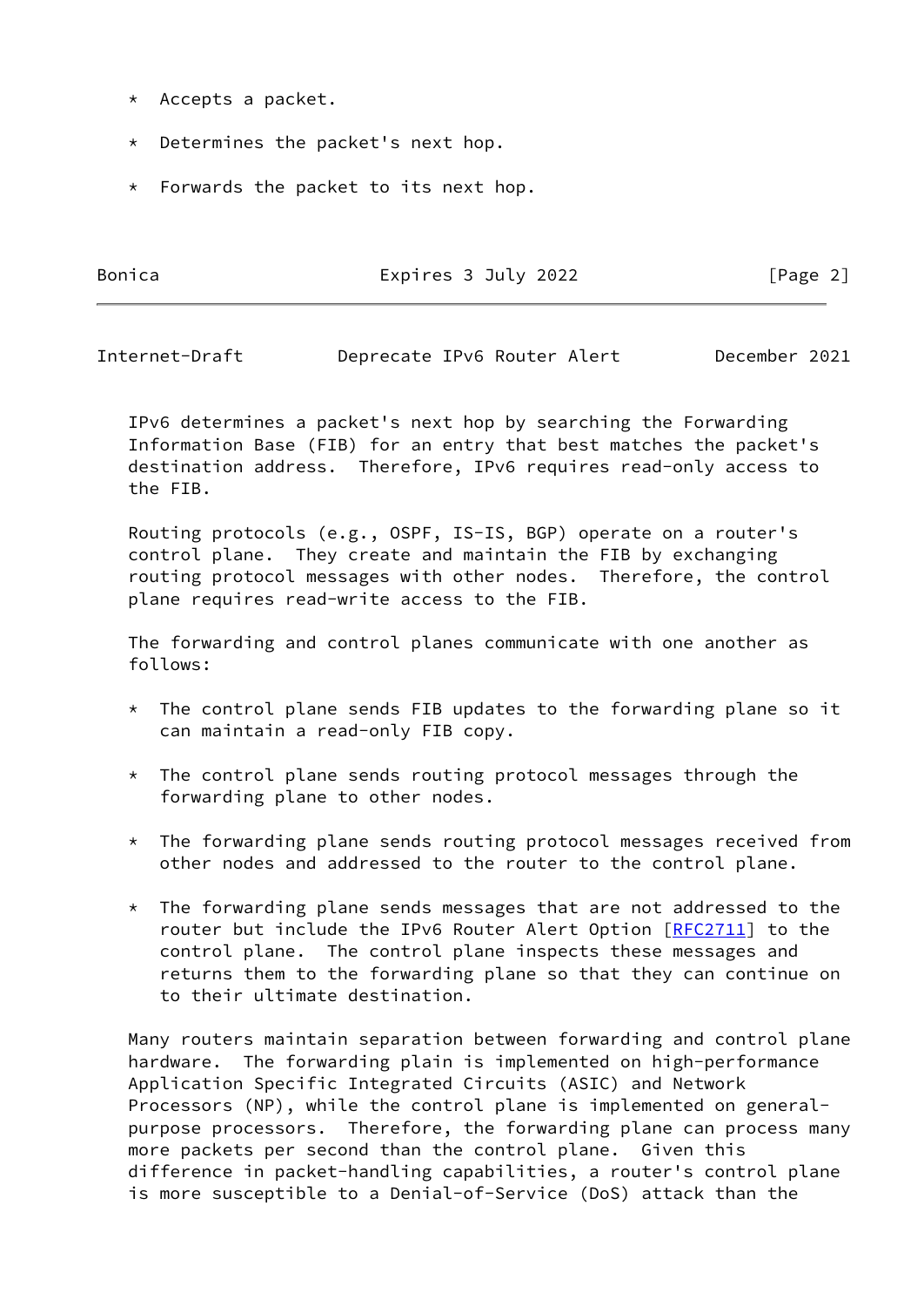* Accepts a packet.

* Determines the packet's next hop.

* Forwards the packet to its next hop.

IPv6 determines a packet's next hop by searching the Forwarding Information Base (FIB) for an entry that best matches the packet's destination address. Therefore, IPv6 requires read-only access to the FIB.

Routing protocols (e.g., OSPF, IS-IS, BGP) operate on a router's control plane. They create and maintain the FIB by exchanging routing protocol messages with other nodes. Therefore, the control plane requires read-write access to the FIB.

The forwarding and control planes communicate with one another as follows:

* The control plane sends FIB updates to the forwarding plane so it can maintain a read-only FIB copy.

* The control plane sends routing protocol messages through the forwarding plane to other nodes.

* The forwarding plane sends routing protocol messages received from other nodes and addressed to the router to the control plane.

* The forwarding plane sends messages that are not addressed to the router but include the IPv6 Router Alert Option [RFC2711] to the control plane. The control plane inspects these messages and returns them to the forwarding plane so that they can continue on to their ultimate destination.

Many routers maintain separation between forwarding and control plane hardware. The forwarding plain is implemented on high-performance Application Specific Integrated Circuits (ASIC) and Network Processors (NP), while the control plane is implemented on general-purpose processors. Therefore, the forwarding plane can process many more packets per second than the control plane. Given this difference in packet-handling capabilities, a router's control plane is more susceptible to a Denial-of-Service (DoS) attack than the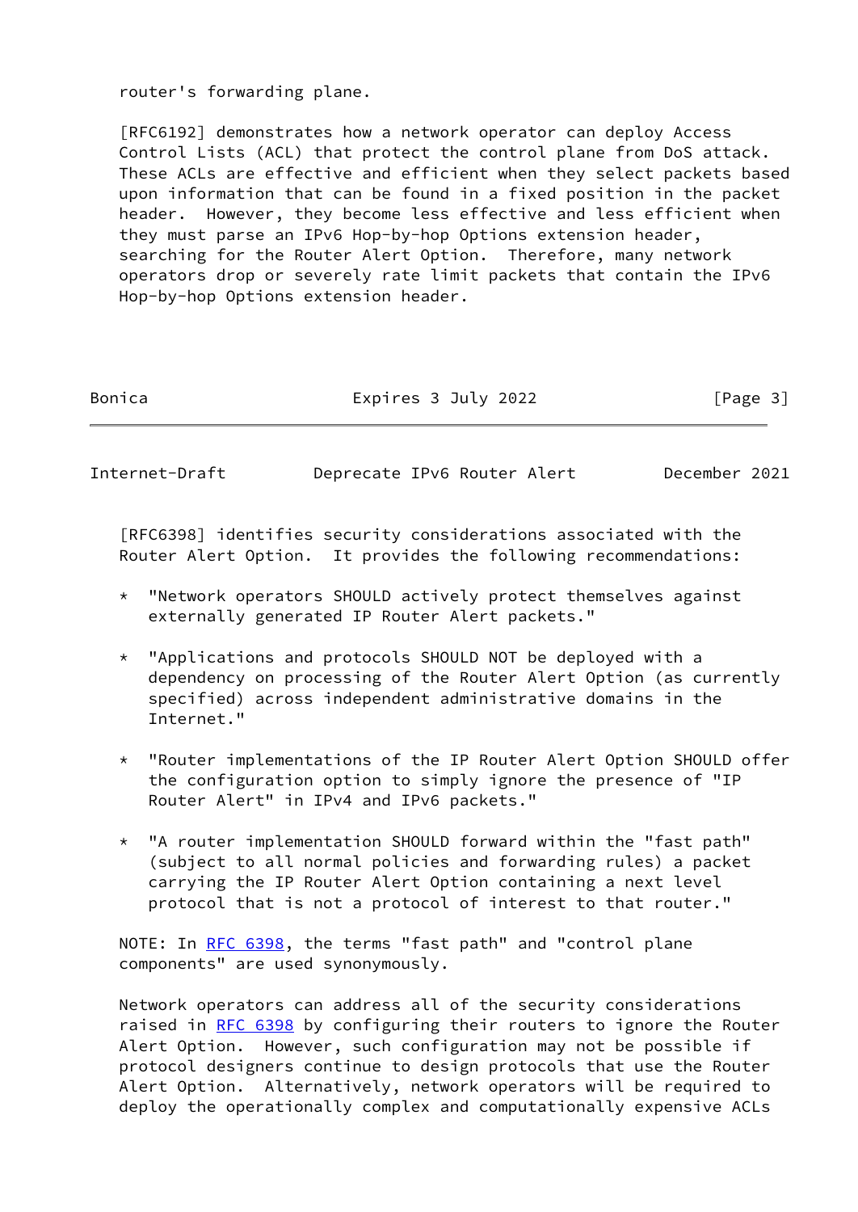router's forwarding plane.

[RFC6192] demonstrates how a network operator can deploy Access Control Lists (ACL) that protect the control plane from DoS attack. These ACLs are effective and efficient when they select packets based upon information that can be found in a fixed position in the packet header. However, they become less effective and less efficient when they must parse an IPv6 Hop-by-hop Options extension header, searching for the Router Alert Option. Therefore, many network operators drop or severely rate limit packets that contain the IPv6 Hop-by-hop Options extension header.

[RFC6398] identifies security considerations associated with the Router Alert Option. It provides the following recommendations:

* "Network operators SHOULD actively protect themselves against externally generated IP Router Alert packets."

* "Applications and protocols SHOULD NOT be deployed with a dependency on processing of the Router Alert Option (as currently specified) across independent administrative domains in the Internet."

* "Router implementations of the IP Router Alert Option SHOULD offer the configuration option to simply ignore the presence of "IP Router Alert" in IPv4 and IPv6 packets."

* "A router implementation SHOULD forward within the "fast path" (subject to all normal policies and forwarding rules) a packet carrying the IP Router Alert Option containing a next level protocol that is not a protocol of interest to that router."

NOTE: In RFC 6398, the terms "fast path" and "control plane components" are used synonymously.

Network operators can address all of the security considerations raised in RFC 6398 by configuring their routers to ignore the Router Alert Option. However, such configuration may not be possible if protocol designers continue to design protocols that use the Router Alert Option. Alternatively, network operators will be required to deploy the operationally complex and computationally expensive ACLs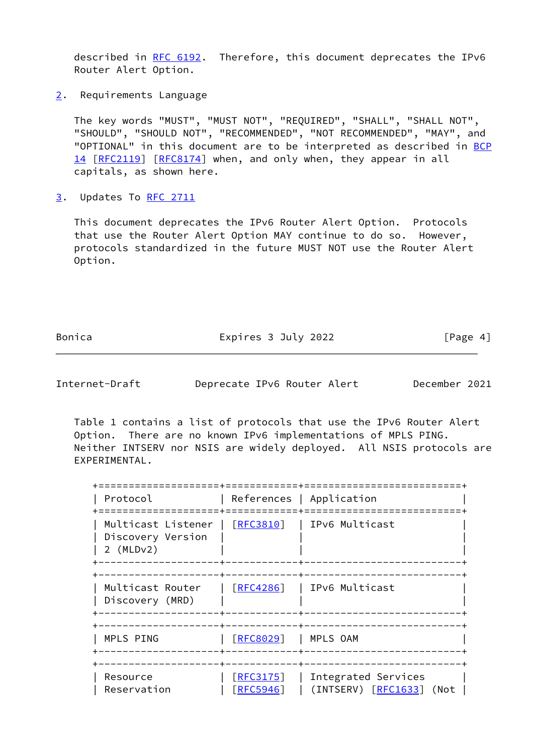described in RFC 6192. Therefore, this document deprecates the IPv6 Router Alert Option.

## 2. Requirements Language

The key words "MUST", "MUST NOT", "REQUIRED", "SHALL", "SHALL NOT", "SHOULD", "SHOULD NOT", "RECOMMENDED", "NOT RECOMMENDED", "MAY", and "OPTIONAL" in this document are to be interpreted as described in BCP 14 [RFC2119] [RFC8174] when, and only when, they appear in all capitals, as shown here.

## 3. Updates To RFC 2711

This document deprecates the IPv6 Router Alert Option. Protocols that use the Router Alert Option MAY continue to do so. However, protocols standardized in the future MUST NOT use the Router Alert Option.

Table 1 contains a list of protocols that use the IPv6 Router Alert Option. There are no known IPv6 implementations of MPLS PING. Neither INTSERV nor NSIS are widely deployed. All NSIS protocols are EXPERIMENTAL.

| Protocol | References | Application |
|---|---|---|
| Multicast Listener Discovery Version 2 (MLDv2) | [RFC3810] | IPv6 Multicast |
| Multicast Router Discovery (MRD) | [RFC4286] | IPv6 Multicast |
| MPLS PING | [RFC8029] | MPLS OAM |
| Resource Reservation | [RFC3175] [RFC5946] | Integrated Services (INTSERV) [RFC1633] (Not |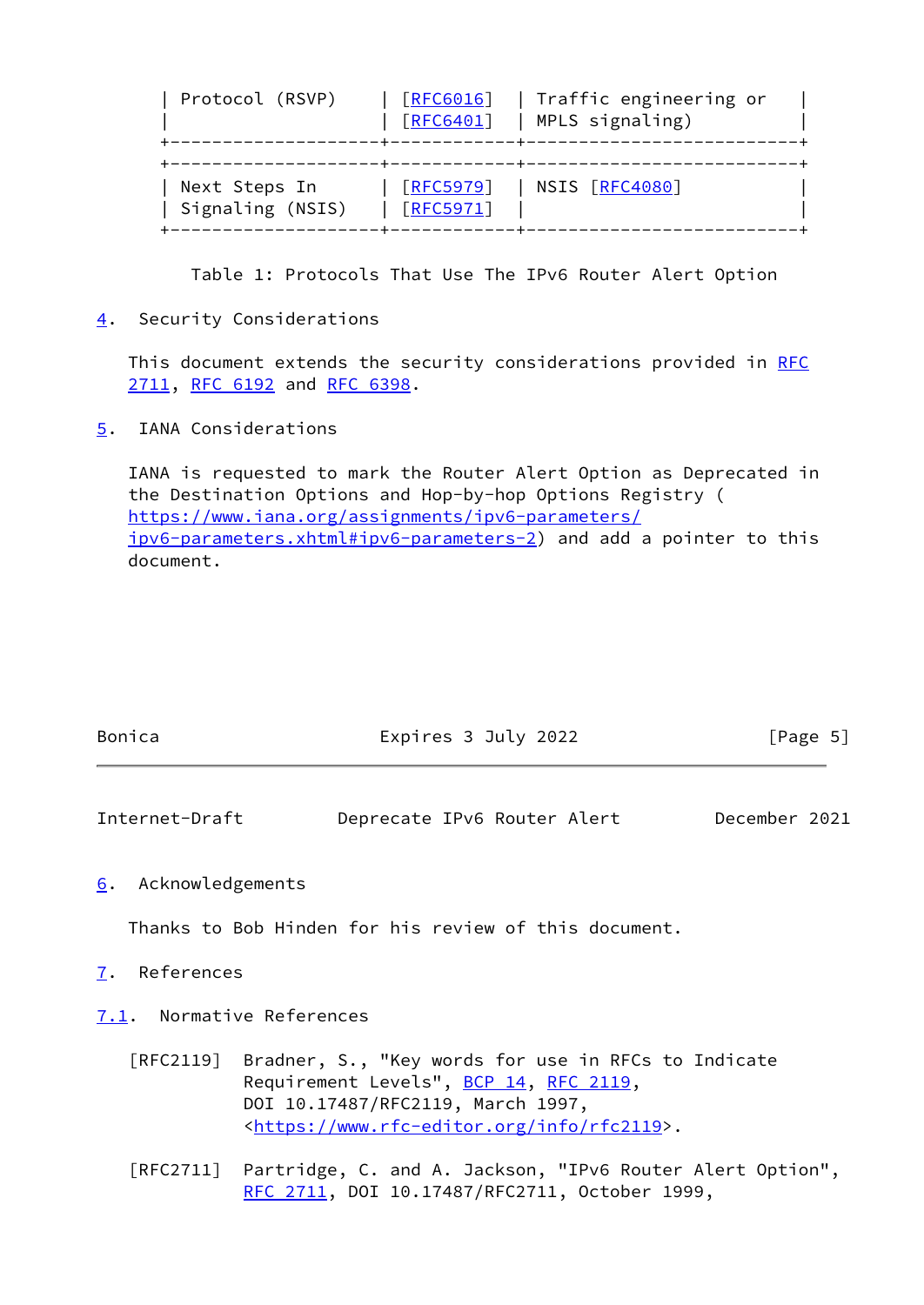| Protocol (RSVP) | [RFC6016] [RFC6401] | Traffic engineering or MPLS signaling) |
|---|---|---|
| Next Steps In Signaling (NSIS) | [RFC5979] [RFC5971] | NSIS [RFC4080] |

Table 1: Protocols That Use The IPv6 Router Alert Option

## 4. Security Considerations

This document extends the security considerations provided in RFC 2711, RFC 6192 and RFC 6398.

## 5. IANA Considerations

IANA is requested to mark the Router Alert Option as Deprecated in the Destination Options and Hop-by-hop Options Registry ( https://www.iana.org/assignments/ipv6-parameters/ipv6-parameters.xhtml#ipv6-parameters-2) and add a pointer to this document.

## 6. Acknowledgements

Thanks to Bob Hinden for his review of this document.

## 7. References

### 7.1. Normative References

[RFC2119] Bradner, S., "Key words for use in RFCs to Indicate Requirement Levels", BCP 14, RFC 2119, DOI 10.17487/RFC2119, March 1997, <https://www.rfc-editor.org/info/rfc2119>.

[RFC2711] Partridge, C. and A. Jackson, "IPv6 Router Alert Option", RFC 2711, DOI 10.17487/RFC2711, October 1999,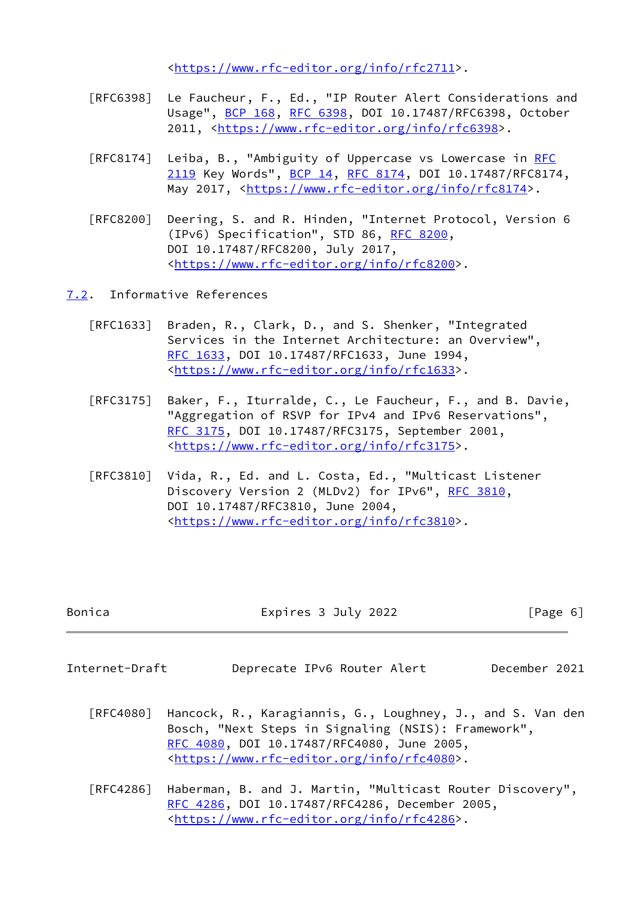<https://www.rfc-editor.org/info/rfc2711>.

[RFC6398] Le Faucheur, F., Ed., "IP Router Alert Considerations and Usage", BCP 168, RFC 6398, DOI 10.17487/RFC6398, October 2011, <https://www.rfc-editor.org/info/rfc6398>.

[RFC8174] Leiba, B., "Ambiguity of Uppercase vs Lowercase in RFC 2119 Key Words", BCP 14, RFC 8174, DOI 10.17487/RFC8174, May 2017, <https://www.rfc-editor.org/info/rfc8174>.

[RFC8200] Deering, S. and R. Hinden, "Internet Protocol, Version 6 (IPv6) Specification", STD 86, RFC 8200, DOI 10.17487/RFC8200, July 2017, <https://www.rfc-editor.org/info/rfc8200>.

### 7.2. Informative References

[RFC1633] Braden, R., Clark, D., and S. Shenker, "Integrated Services in the Internet Architecture: an Overview", RFC 1633, DOI 10.17487/RFC1633, June 1994, <https://www.rfc-editor.org/info/rfc1633>.

[RFC3175] Baker, F., Iturralde, C., Le Faucheur, F., and B. Davie, "Aggregation of RSVP for IPv4 and IPv6 Reservations", RFC 3175, DOI 10.17487/RFC3175, September 2001, <https://www.rfc-editor.org/info/rfc3175>.

[RFC3810] Vida, R., Ed. and L. Costa, Ed., "Multicast Listener Discovery Version 2 (MLDv2) for IPv6", RFC 3810, DOI 10.17487/RFC3810, June 2004, <https://www.rfc-editor.org/info/rfc3810>.

[RFC4080] Hancock, R., Karagiannis, G., Loughney, J., and S. Van den Bosch, "Next Steps in Signaling (NSIS): Framework", RFC 4080, DOI 10.17487/RFC4080, June 2005, <https://www.rfc-editor.org/info/rfc4080>.

[RFC4286] Haberman, B. and J. Martin, "Multicast Router Discovery", RFC 4286, DOI 10.17487/RFC4286, December 2005, <https://www.rfc-editor.org/info/rfc4286>.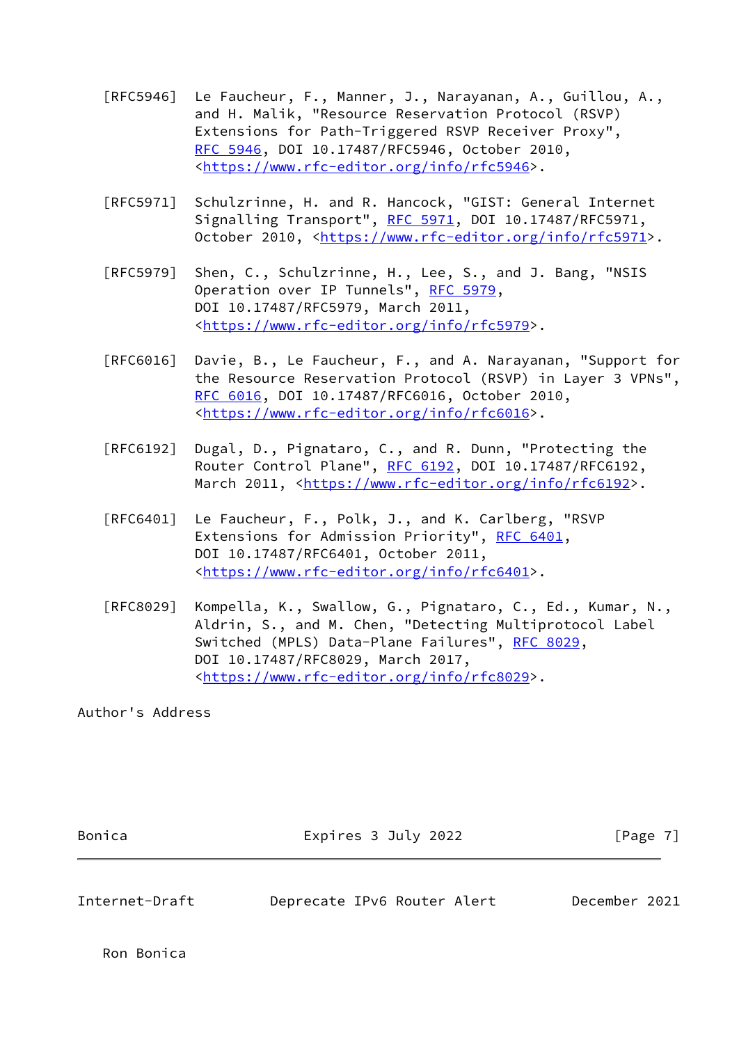[RFC5946] Le Faucheur, F., Manner, J., Narayanan, A., Guillou, A., and H. Malik, "Resource Reservation Protocol (RSVP) Extensions for Path-Triggered RSVP Receiver Proxy", RFC 5946, DOI 10.17487/RFC5946, October 2010, <https://www.rfc-editor.org/info/rfc5946>.

[RFC5971] Schulzrinne, H. and R. Hancock, "GIST: General Internet Signalling Transport", RFC 5971, DOI 10.17487/RFC5971, October 2010, <https://www.rfc-editor.org/info/rfc5971>.

[RFC5979] Shen, C., Schulzrinne, H., Lee, S., and J. Bang, "NSIS Operation over IP Tunnels", RFC 5979, DOI 10.17487/RFC5979, March 2011, <https://www.rfc-editor.org/info/rfc5979>.

[RFC6016] Davie, B., Le Faucheur, F., and A. Narayanan, "Support for the Resource Reservation Protocol (RSVP) in Layer 3 VPNs", RFC 6016, DOI 10.17487/RFC6016, October 2010, <https://www.rfc-editor.org/info/rfc6016>.

[RFC6192] Dugal, D., Pignataro, C., and R. Dunn, "Protecting the Router Control Plane", RFC 6192, DOI 10.17487/RFC6192, March 2011, <https://www.rfc-editor.org/info/rfc6192>.

[RFC6401] Le Faucheur, F., Polk, J., and K. Carlberg, "RSVP Extensions for Admission Priority", RFC 6401, DOI 10.17487/RFC6401, October 2011, <https://www.rfc-editor.org/info/rfc6401>.

[RFC8029] Kompella, K., Swallow, G., Pignataro, C., Ed., Kumar, N., Aldrin, S., and M. Chen, "Detecting Multiprotocol Label Switched (MPLS) Data-Plane Failures", RFC 8029, DOI 10.17487/RFC8029, March 2017, <https://www.rfc-editor.org/info/rfc8029>.

# Author's Address

Ron Bonica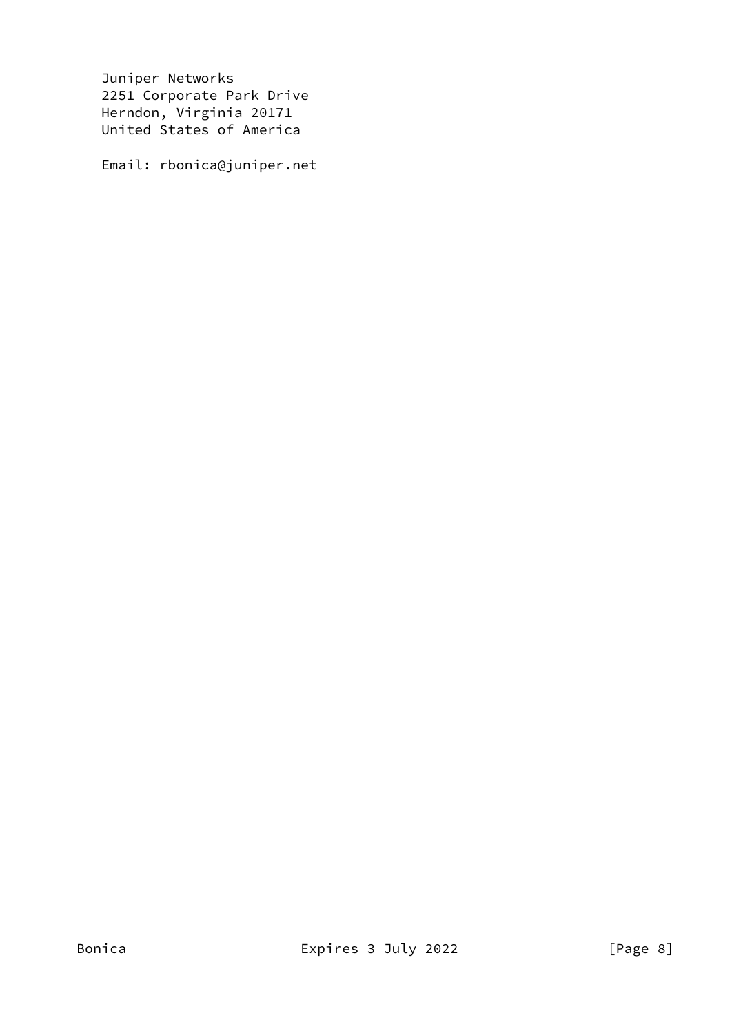Juniper Networks
2251 Corporate Park Drive
Herndon, Virginia 20171
United States of America

Email: rbonica@juniper.net